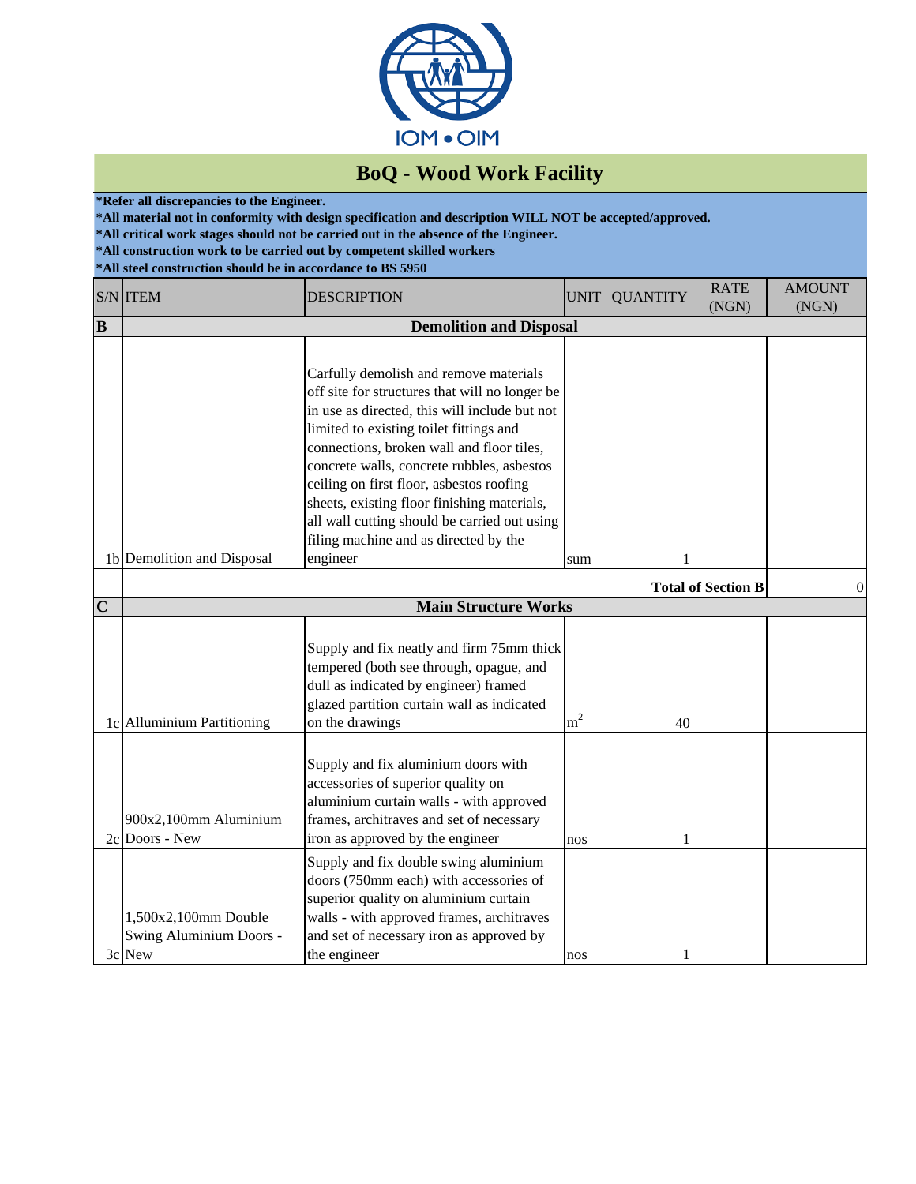IOM • OIM

# BoQ - Wood Work Facility

**\*Refer all discrepancies to the Engineer.**
**\*All material not in conformity with design specification and description WILL NOT be accepted/approved.**
**\*All critical work stages should not be carried out in the absence of the Engineer.**
**\*All construction work to be carried out by competent skilled workers**
**\*All steel construction should be in accordance to BS 5950**

| S/N | ITEM | DESCRIPTION | UNIT | QUANTITY | RATE (NGN) | AMOUNT (NGN) |
|---|---|---|---|---|---|---|
| **B** | **Demolition and Disposal** | | | | | |
| 1b | Demolition and Disposal | Carfully demolish and remove materials off site for structures that will no longer be in use as directed, this will include but not limited to existing toilet fittings and connections, broken wall and floor tiles, concrete walls, concrete rubbles, asbestos ceiling on first floor, asbestos roofing sheets, existing floor finishing materials, all wall cutting should be carried out using filing machine and as directed by the engineer | sum | 1 | | |
| | | | | | **Total of Section B** | 0 |
| **C** | **Main Structure Works** | | | | | |
| 1c | Alluminium Partitioning | Supply and fix neatly and firm 75mm thick tempered (both see through, opague, and dull as indicated by engineer) framed glazed partition curtain wall as indicated on the drawings | $m^2$ | 40 | | |
| 2c | 900x2,100mm Aluminium Doors - New | Supply and fix aluminium doors with accessories of superior quality on aluminium curtain walls - with approved frames, architraves and set of necessary iron as approved by the engineer | nos | 1 | | |
| 3c | 1,500x2,100mm Double Swing Aluminium Doors - New | Supply and fix double swing aluminium doors (750mm each) with accessories of superior quality on aluminium curtain walls - with approved frames, architraves and set of necessary iron as approved by the engineer | nos | 1 | | |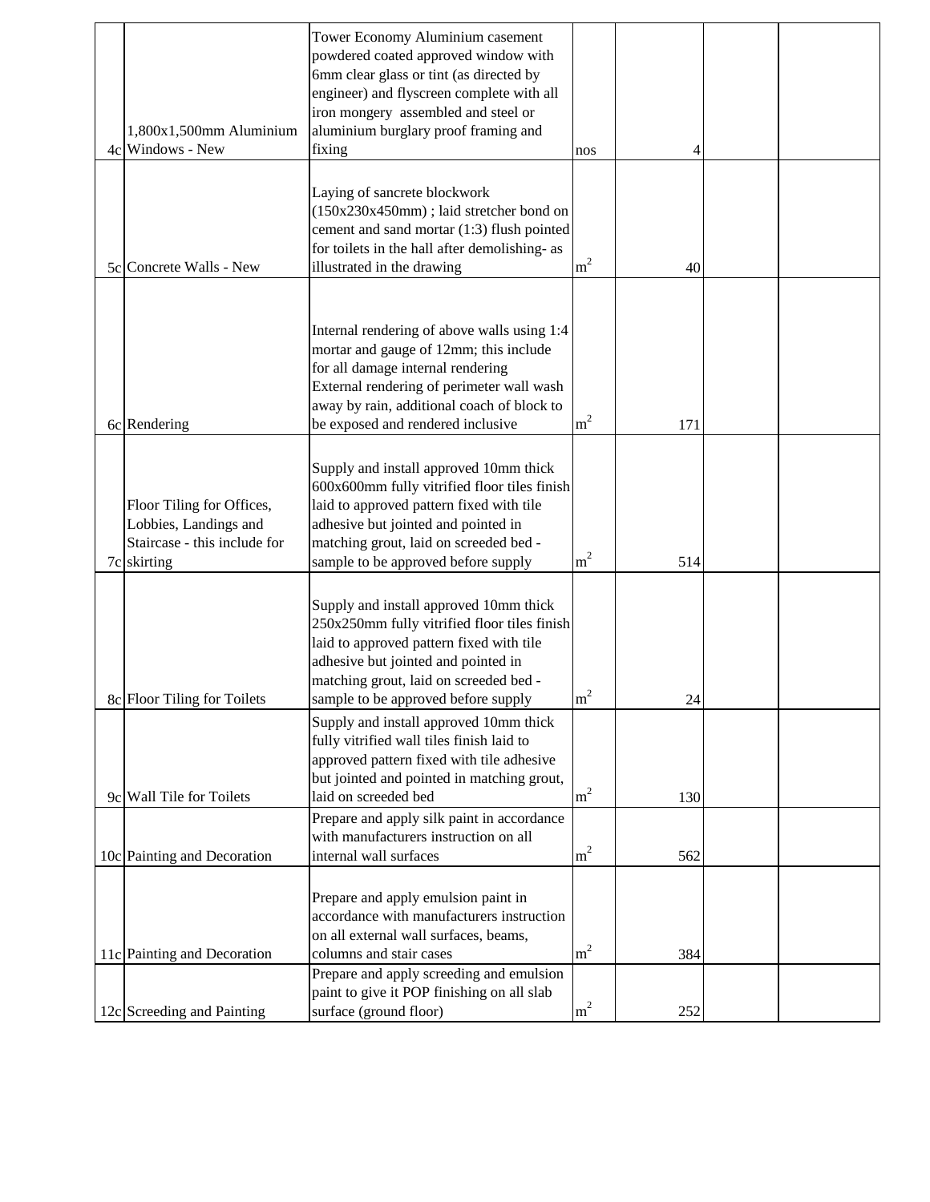| | | | | | | |
|---|---|---|---|---|---|---|
| 4c | 1,800x1,500mm Aluminium Windows - New | Tower Economy Aluminium casement powdered coated approved window with 6mm clear glass or tint (as directed by engineer) and flyscreen complete with all iron mongery assembled and steel or aluminium burglary proof framing and fixing | nos | 4 | | |
| 5c | Concrete Walls - New | Laying of sancrete blockwork (150x230x450mm) ; laid stretcher bond on cement and sand mortar (1:3) flush pointed for toilets in the hall after demolishing- as illustrated in the drawing | $m^2$ | 40 | | |
| 6c | Rendering | Internal rendering of above walls using 1:4 mortar and gauge of 12mm; this include for all damage internal rendering External rendering of perimeter wall wash away by rain, additional coach of block to be exposed and rendered inclusive | $m^2$ | 171 | | |
| 7c | Floor Tiling for Offices, Lobbies, Landings and Staircase - this include for skirting | Supply and install approved 10mm thick 600x600mm fully vitrified floor tiles finish laid to approved pattern fixed with tile adhesive but jointed and pointed in matching grout, laid on screeded bed - sample to be approved before supply | $m^2$ | 514 | | |
| 8c | Floor Tiling for Toilets | Supply and install approved 10mm thick 250x250mm fully vitrified floor tiles finish laid to approved pattern fixed with tile adhesive but jointed and pointed in matching grout, laid on screeded bed - sample to be approved before supply | $m^2$ | 24 | | |
| 9c | Wall Tile for Toilets | Supply and install approved 10mm thick fully vitrified wall tiles finish laid to approved pattern fixed with tile adhesive but jointed and pointed in matching grout, laid on screeded bed | $m^2$ | 130 | | |
| 10c | Painting and Decoration | Prepare and apply silk paint in accordance with manufacturers instruction on all internal wall surfaces | $m^2$ | 562 | | |
| 11c | Painting and Decoration | Prepare and apply emulsion paint in accordance with manufacturers instruction on all external wall surfaces, beams, columns and stair cases | $m^2$ | 384 | | |
| 12c | Screeding and Painting | Prepare and apply screeding and emulsion paint to give it POP finishing on all slab surface (ground floor) | $m^2$ | 252 | | |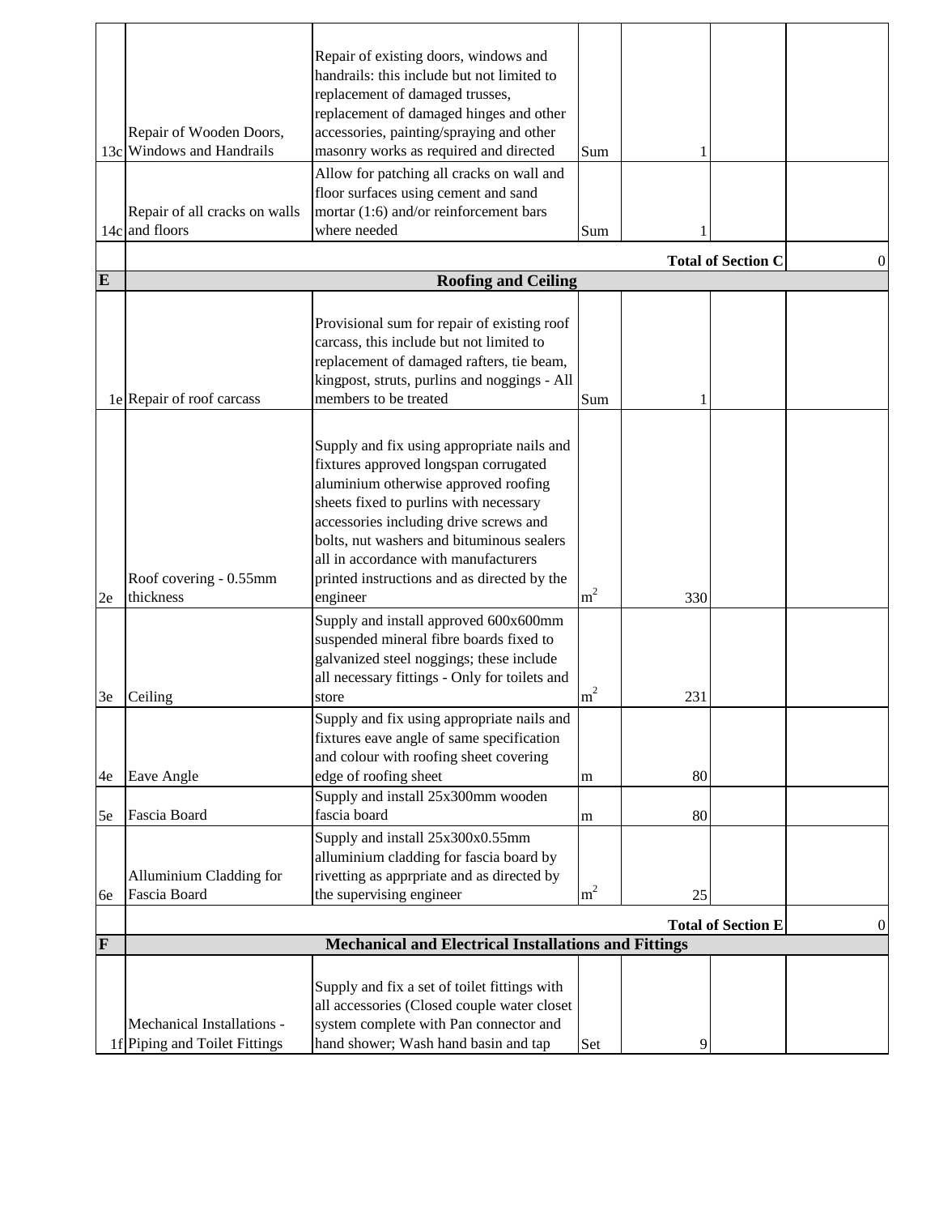| | | | | | | |
|---|---|---|---|---|---|---|
| 13c | Repair of Wooden Doors, Windows and Handrails | Repair of existing doors, windows and handrails: this include but not limited to replacement of damaged trusses, replacement of damaged hinges and other accessories, painting/spraying and other masonry works as required and directed | Sum | 1 | | |
| 14c | Repair of all cracks on walls and floors | Allow for patching all cracks on wall and floor surfaces using cement and sand mortar (1:6) and/or reinforcement bars where needed | Sum | 1 | | |
| | | | | | **Total of Section C** | 0 |
| **E** | **Roofing and Ceiling** | | | | | |
| 1e | Repair of roof carcass | Provisional sum for repair of existing roof carcass, this include but not limited to replacement of damaged rafters, tie beam, kingpost, struts, purlins and noggings - All members to be treated | Sum | 1 | | |
| 2e | Roof covering - 0.55mm thickness | Supply and fix using appropriate nails and fixtures approved longspan corrugated aluminium otherwise approved roofing sheets fixed to purlins with necessary accessories including drive screws and bolts, nut washers and bituminous sealers all in accordance with manufacturers printed instructions and as directed by the engineer | $m^2$ | 330 | | |
| 3e | Ceiling | Supply and install approved 600x600mm suspended mineral fibre boards fixed to galvanized steel noggings; these include all necessary fittings - Only for toilets and store | $m^2$ | 231 | | |
| 4e | Eave Angle | Supply and fix using appropriate nails and fixtures eave angle of same specification and colour with roofing sheet covering edge of roofing sheet | m | 80 | | |
| 5e | Fascia Board | Supply and install 25x300mm wooden fascia board | m | 80 | | |
| 6e | Alluminium Cladding for Fascia Board | Supply and install 25x300x0.55mm alluminium cladding for fascia board by rivetting as apprpriate and as directed by the supervising engineer | $m^2$ | 25 | | |
| | | | | | **Total of Section E** | 0 |
| **F** | **Mechanical and Electrical Installations and Fittings** | | | | | |
| 1f | Mechanical Installations - Piping and Toilet Fittings | Supply and fix a set of toilet fittings with all accessories (Closed couple water closet system complete with Pan connector and hand shower; Wash hand basin and tap | Set | 9 | | |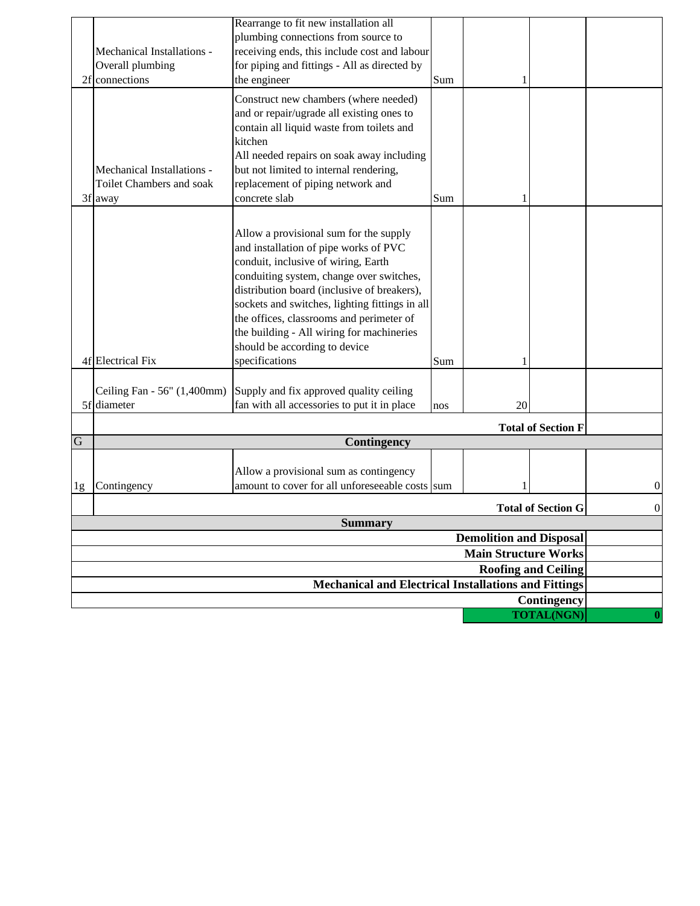| | | | | | | |
|---|---|---|---|---|---|---|
| 2f | Mechanical Installations - Overall plumbing connections | Rearrange to fit new installation all plumbing connections from source to receiving ends, this include cost and labour for piping and fittings - All as directed by the engineer | Sum | 1 | | |
| 3f | Mechanical Installations - Toilet Chambers and soak away | Construct new chambers (where needed) and or repair/ugrade all existing ones to contain all liquid waste from toilets and kitchen<br>All needed repairs on soak away including but not limited to internal rendering, replacement of piping network and concrete slab | Sum | 1 | | |
| 4f | Electrical Fix | Allow a provisional sum for the supply and installation of pipe works of PVC conduit, inclusive of wiring, Earth conduiting system, change over switches, distribution board (inclusive of breakers), sockets and switches, lighting fittings in all the offices, classrooms and perimeter of the building - All wiring for machineries should be according to device specifications | Sum | 1 | | |
| 5f | Ceiling Fan - 56" (1,400mm) diameter | Supply and fix approved quality ceiling fan with all accessories to put it in place | nos | 20 | | |
| | | | | | **Total of Section F** | |
| G | **Contingency** | | | | | |
| 1g | Contingency | Allow a provisional sum as contingency amount to cover for all unforeseeable costs | sum | 1 | | 0 |
| | | | | | **Total of Section G** | 0 |
| | **Summary** | | | | | |
| | | | | | **Demolition and Disposal** | |
| | | | | | **Main Structure Works** | |
| | | | | | **Roofing and Ceiling** | |
| | | | | | **Mechanical and Electrical Installations and Fittings** | |
| | | | | | **Contingency** | |
| | | | | | **TOTAL(NGN)** | **0** |